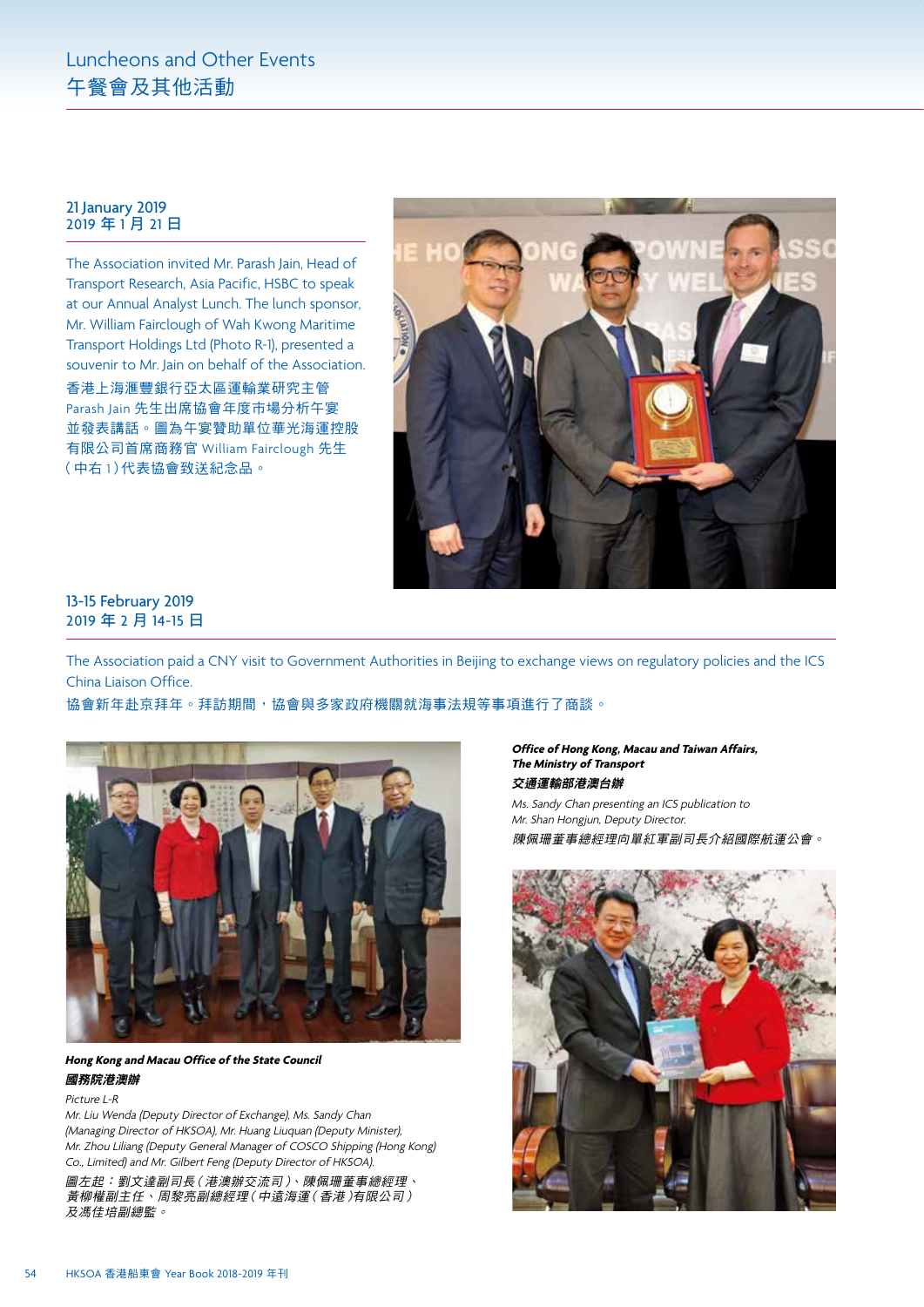# Luncheons and Other Events
# 午餐會及其他活動

## 21 January 2019
## 2019 年 1 月 21 日

The Association invited Mr. Parash Jain, Head of Transport Research, Asia Pacific, HSBC to speak at our Annual Analyst Lunch. The lunch sponsor, Mr. William Fairclough of Wah Kwong Maritime Transport Holdings Ltd (Photo R-1), presented a souvenir to Mr. Jain on behalf of the Association.

香港上海滙豐銀行亞太區運輸業研究主管 Parash Jain 先生出席協會年度市場分析午宴並發表講話。圖為午宴贊助單位華光海運控股有限公司首席商務官 William Fairclough 先生（中右 1）代表協會致送紀念品。

## 13-15 February 2019
## 2019 年 2 月 14-15 日

The Association paid a CNY visit to Government Authorities in Beijing to exchange views on regulatory policies and the ICS China Liaison Office.

協會新年赴京拜年。拜訪期間，協會與多家政府機關就海事法規等事項進行了商談。

***Hong Kong and Macau Office of the State Council***
***國務院港澳辦***

*Picture L-R*
*Mr. Liu Wenda (Deputy Director of Exchange), Ms. Sandy Chan (Managing Director of HKSOA), Mr. Huang Liuquan (Deputy Minister), Mr. Zhou Liliang (Deputy General Manager of COSCO Shipping (Hong Kong) Co., Limited) and Mr. Gilbert Feng (Deputy Director of HKSOA).*

*圖左起：劉文達副司長（港澳辦交流司）、陳佩珊董事總經理、黃柳權副主任、周黎亮副總經理（中遠海運（香港）有限公司）及馮佳培副總監。*

***Office of Hong Kong, Macau and Taiwan Affairs, The Ministry of Transport***
***交通運輸部港澳台辦***

*Ms. Sandy Chan presenting an ICS publication to Mr. Shan Hongjun, Deputy Director.*

*陳佩珊董事總經理向單紅軍副司長介紹國際航運公會。*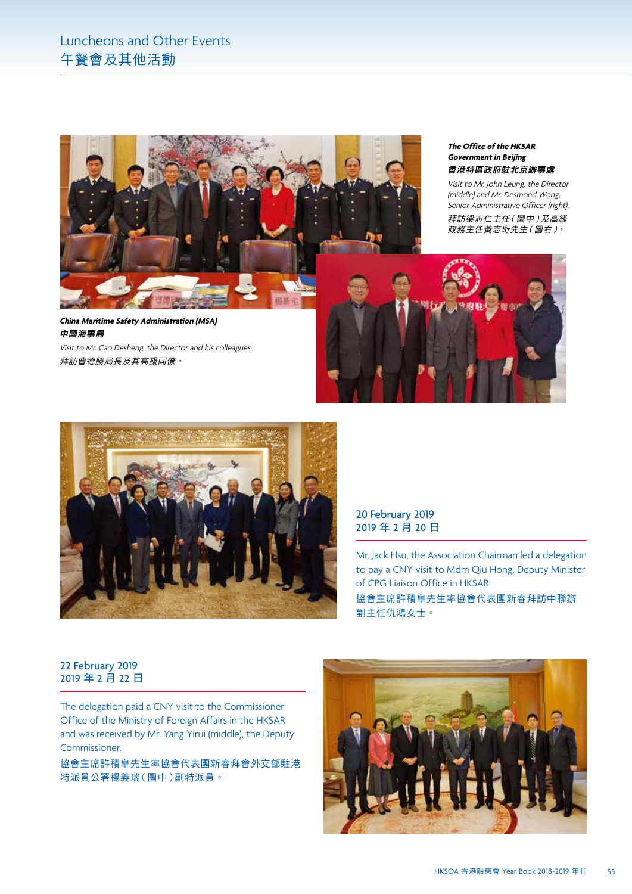# Luncheons and Other Events
# 午餐會及其他活動

***The Office of the HKSAR Government in Beijing***
***香港特區政府駐北京辦事處***

*Visit to Mr. John Leung, the Director (middle) and Mr. Desmond Wong, Senior Administrative Officer (right).*
*拜訪梁志仁主任（圖中）及高級政務主任黃志珩先生（圖右）。*

***China Maritime Safety Administration (MSA)***
***中國海事局***

*Visit to Mr. Cao Desheng, the Director and his colleagues.*
*拜訪曹德勝局長及其高級同僚。*

## 20 February 2019
## 2019 年 2 月 20 日

Mr. Jack Hsu, the Association Chairman led a delegation to pay a CNY visit to Mdm Qiu Hong, Deputy Minister of CPG Liaison Office in HKSAR.

協會主席許積皐先生率協會代表團新春拜訪中聯辦副主任仇鴻女士。

## 22 February 2019
## 2019 年 2 月 22 日

The delegation paid a CNY visit to the Commissioner Office of the Ministry of Foreign Affairs in the HKSAR and was received by Mr. Yang Yirui (middle), the Deputy Commissioner.

協會主席許積皐先生率協會代表團新春拜會外交部駐港特派員公署楊義瑞（圖中）副特派員。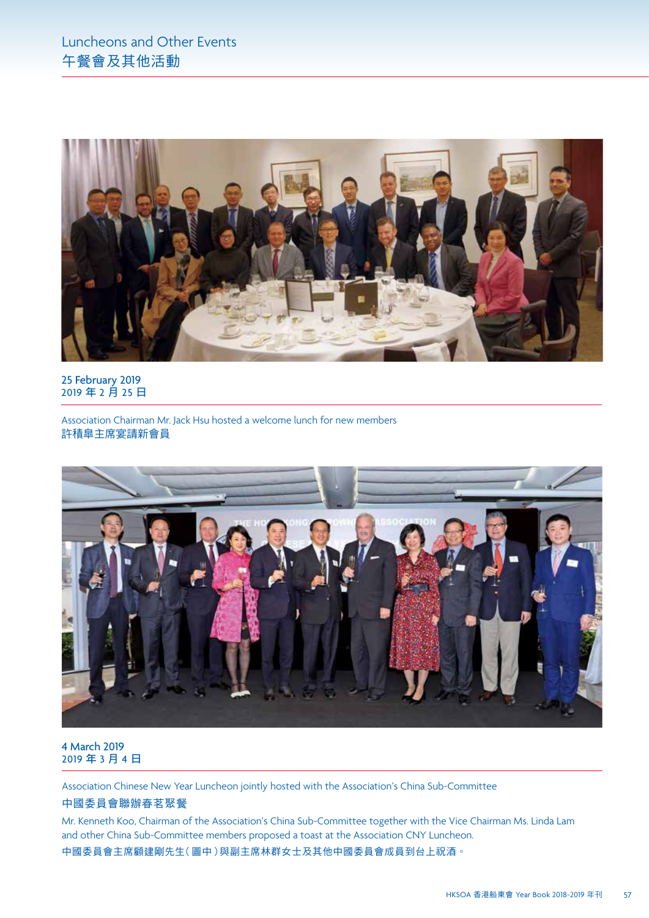# Luncheons and Other Events
# 午餐會及其他活動

25 February 2019
2019 年 2 月 25 日

Association Chairman Mr. Jack Hsu hosted a welcome lunch for new members
許積皐主席宴請新會員

4 March 2019
2019 年 3 月 4 日

Association Chinese New Year Luncheon jointly hosted with the Association's China Sub-Committee
中國委員會聯辦春茗聚餐

Mr. Kenneth Koo, Chairman of the Association's China Sub-Committee together with the Vice Chairman Ms. Linda Lam and other China Sub-Committee members proposed a toast at the Association CNY Luncheon.
中國委員會主席顧建剛先生（圖中）與副主席林群女士及其他中國委員會成員到台上祝酒。